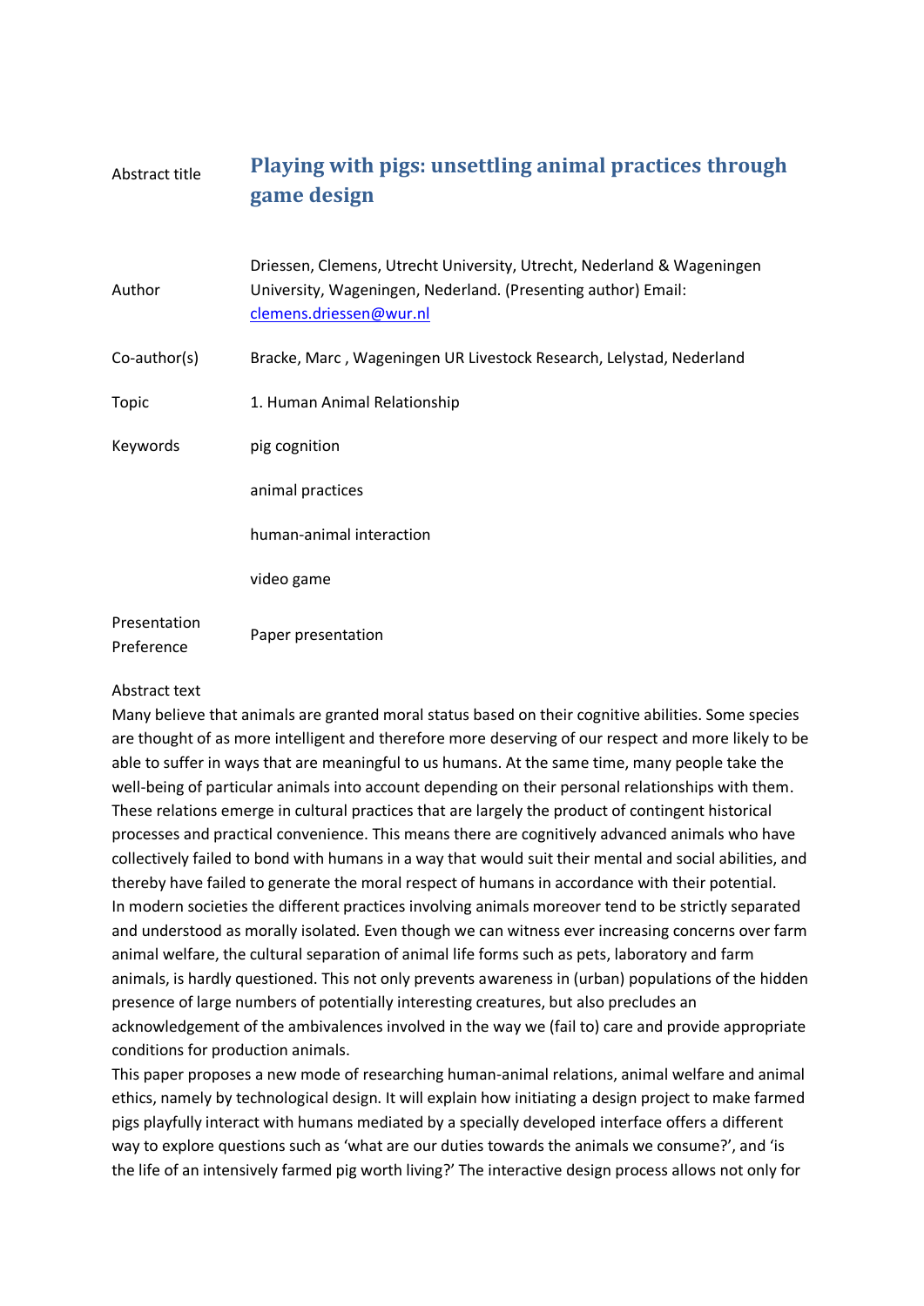| | |
|---|---|
| Abstract title | **Playing with pigs: unsettling animal practices through game design** |
| Author | Driessen, Clemens, Utrecht University, Utrecht, Nederland & Wageningen University, Wageningen, Nederland. (Presenting author) Email: clemens.driessen@wur.nl |
| Co-author(s) | Bracke, Marc , Wageningen UR Livestock Research, Lelystad, Nederland |
| Topic | 1. Human Animal Relationship |
| Keywords | pig cognition<br>animal practices<br>human-animal interaction<br>video game |
| Presentation Preference | Paper presentation |

Abstract text

Many believe that animals are granted moral status based on their cognitive abilities. Some species are thought of as more intelligent and therefore more deserving of our respect and more likely to be able to suffer in ways that are meaningful to us humans. At the same time, many people take the well-being of particular animals into account depending on their personal relationships with them. These relations emerge in cultural practices that are largely the product of contingent historical processes and practical convenience. This means there are cognitively advanced animals who have collectively failed to bond with humans in a way that would suit their mental and social abilities, and thereby have failed to generate the moral respect of humans in accordance with their potential.

In modern societies the different practices involving animals moreover tend to be strictly separated and understood as morally isolated. Even though we can witness ever increasing concerns over farm animal welfare, the cultural separation of animal life forms such as pets, laboratory and farm animals, is hardly questioned. This not only prevents awareness in (urban) populations of the hidden presence of large numbers of potentially interesting creatures, but also precludes an acknowledgement of the ambivalences involved in the way we (fail to) care and provide appropriate conditions for production animals.

This paper proposes a new mode of researching human-animal relations, animal welfare and animal ethics, namely by technological design. It will explain how initiating a design project to make farmed pigs playfully interact with humans mediated by a specially developed interface offers a different way to explore questions such as 'what are our duties towards the animals we consume?', and 'is the life of an intensively farmed pig worth living?' The interactive design process allows not only for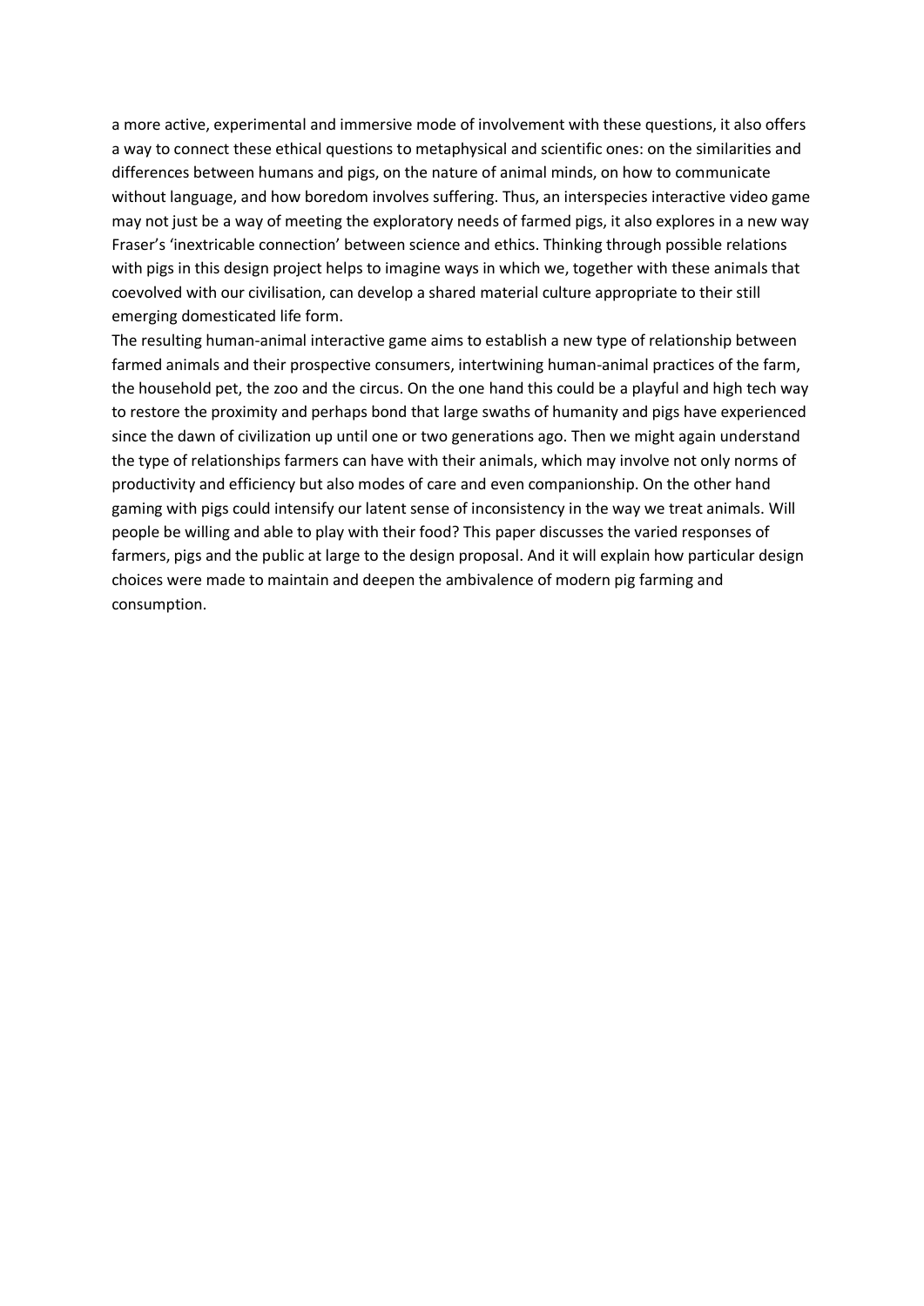a more active, experimental and immersive mode of involvement with these questions, it also offers a way to connect these ethical questions to metaphysical and scientific ones: on the similarities and differences between humans and pigs, on the nature of animal minds, on how to communicate without language, and how boredom involves suffering. Thus, an interspecies interactive video game may not just be a way of meeting the exploratory needs of farmed pigs, it also explores in a new way Fraser's 'inextricable connection' between science and ethics. Thinking through possible relations with pigs in this design project helps to imagine ways in which we, together with these animals that coevolved with our civilisation, can develop a shared material culture appropriate to their still emerging domesticated life form.

The resulting human-animal interactive game aims to establish a new type of relationship between farmed animals and their prospective consumers, intertwining human-animal practices of the farm, the household pet, the zoo and the circus. On the one hand this could be a playful and high tech way to restore the proximity and perhaps bond that large swaths of humanity and pigs have experienced since the dawn of civilization up until one or two generations ago. Then we might again understand the type of relationships farmers can have with their animals, which may involve not only norms of productivity and efficiency but also modes of care and even companionship. On the other hand gaming with pigs could intensify our latent sense of inconsistency in the way we treat animals. Will people be willing and able to play with their food? This paper discusses the varied responses of farmers, pigs and the public at large to the design proposal. And it will explain how particular design choices were made to maintain and deepen the ambivalence of modern pig farming and consumption.